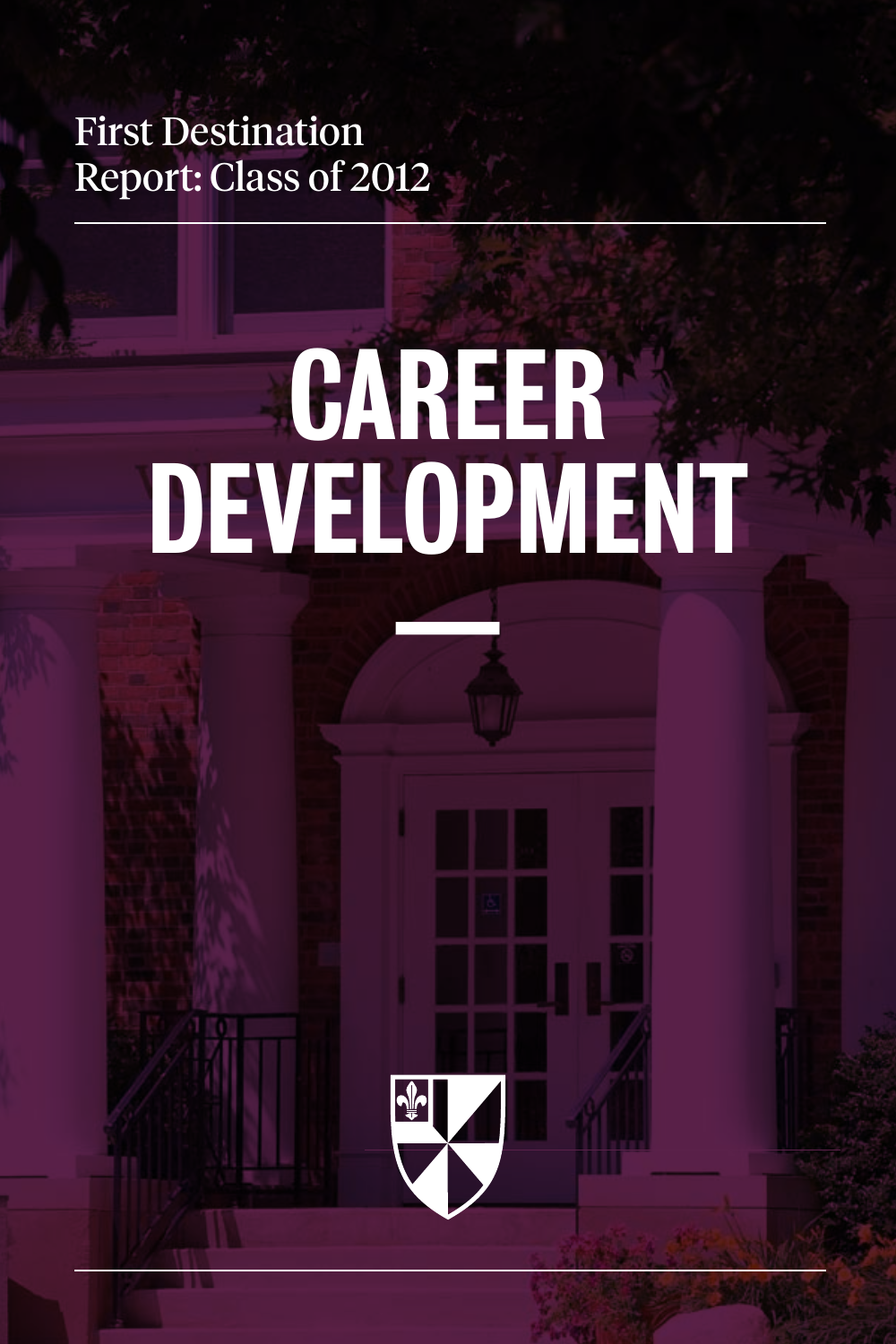First Destination Report: Class of 2012

# CAREER DEVELOPMENT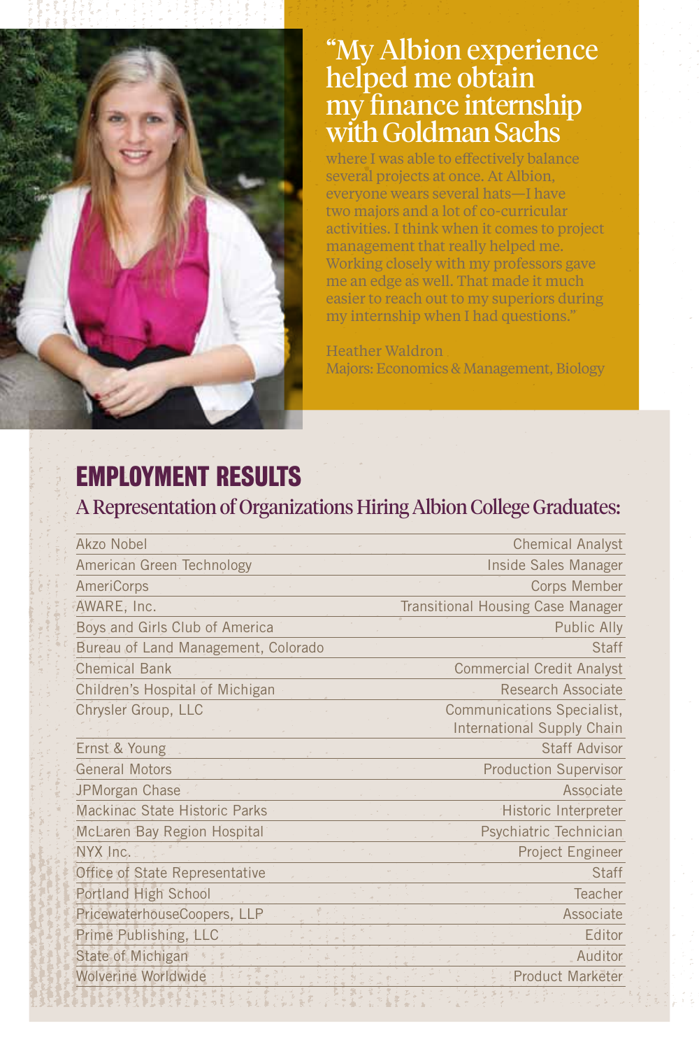"My Albion experience helped me obtain my finance internship with Goldman Sachs where I was able to effectively balance several projects at once. At Albion, everyone wears several hats—I have two majors and a lot of co-curricular activities. I think when it comes to project management that really helped me. Working closely with my professors gave me an edge as well. That made it much easier to reach out to my superiors during my internship when I had questions."

Heather Waldron
Majors: Economics & Management, Biology

# EMPLOYMENT RESULTS

## A Representation of Organizations Hiring Albion College Graduates:

| Organization | Position |
|---|---|
| Akzo Nobel | Chemical Analyst |
| American Green Technology | Inside Sales Manager |
| AmeriCorps | Corps Member |
| AWARE, Inc. | Transitional Housing Case Manager |
| Boys and Girls Club of America | Public Ally |
| Bureau of Land Management, Colorado | Staff |
| Chemical Bank | Commercial Credit Analyst |
| Children's Hospital of Michigan | Research Associate |
| Chrysler Group, LLC | Communications Specialist, International Supply Chain |
| Ernst & Young | Staff Advisor |
| General Motors | Production Supervisor |
| JPMorgan Chase | Associate |
| Mackinac State Historic Parks | Historic Interpreter |
| McLaren Bay Region Hospital | Psychiatric Technician |
| NYX Inc. | Project Engineer |
| Office of State Representative | Staff |
| Portland High School | Teacher |
| PricewaterhouseCoopers, LLP | Associate |
| Prime Publishing, LLC | Editor |
| State of Michigan | Auditor |
| Wolverine Worldwide | Product Marketer |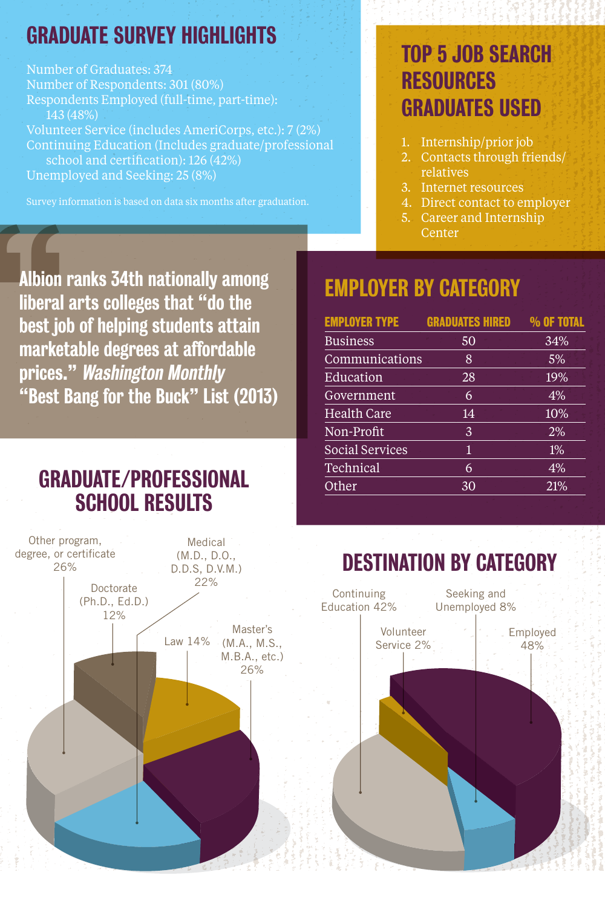## GRADUATE SURVEY HIGHLIGHTS

Number of Graduates: 374
Number of Respondents: 301 (80%)
Respondents Employed (full-time, part-time): 143 (48%)
Volunteer Service (includes AmeriCorps, etc.): 7 (2%)
Continuing Education (Includes graduate/professional school and certification): 126 (42%)
Unemployed and Seeking: 25 (8%)

Survey information is based on data six months after graduation.

## TOP 5 JOB SEARCH RESOURCES GRADUATES USED

1. Internship/prior job
2. Contacts through friends/relatives
3. Internet resources
4. Direct contact to employer
5. Career and Internship Center

**Albion ranks 34th nationally among liberal arts colleges that "do the best job of helping students attain marketable degrees at affordable prices."** ***Washington Monthly*** **"Best Bang for the Buck" List (2013)**

## EMPLOYER BY CATEGORY

| EMPLOYER TYPE | GRADUATES HIRED | % OF TOTAL |
|---|---|---|
| Business | 50 | 34% |
| Communications | 8 | 5% |
| Education | 28 | 19% |
| Government | 6 | 4% |
| Health Care | 14 | 10% |
| Non-Profit | 3 | 2% |
| Social Services | 1 | 1% |
| Technical | 6 | 4% |
| Other | 30 | 21% |

## GRADUATE/PROFESSIONAL SCHOOL RESULTS

- Other program, degree, or certificate 26%
- Medical (M.D., D.O., D.D.S, D.V.M.) 22%
- Doctorate (Ph.D., Ed.D.) 12%
- Law 14%
- Master's (M.A., M.S., M.B.A., etc.) 26%

## DESTINATION BY CATEGORY

- Continuing Education 42%
- Seeking and Unemployed 8%
- Volunteer Service 2%
- Employed 48%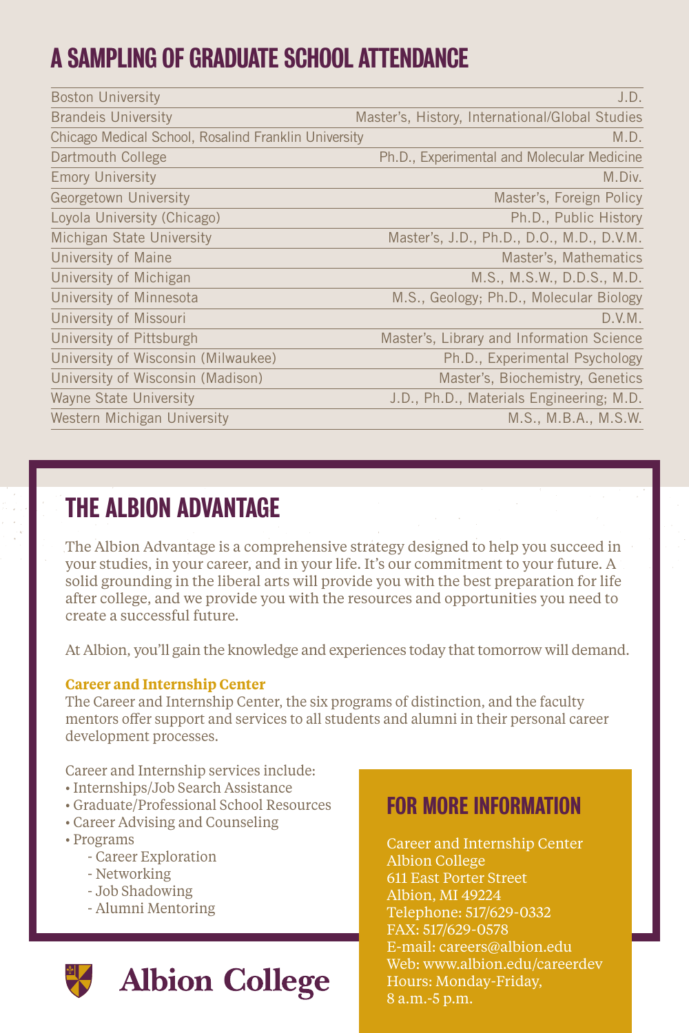# A SAMPLING OF GRADUATE SCHOOL ATTENDANCE

| | |
|---|---|
| Boston University | J.D. |
| Brandeis University | Master's, History, International/Global Studies |
| Chicago Medical School, Rosalind Franklin University | M.D. |
| Dartmouth College | Ph.D., Experimental and Molecular Medicine |
| Emory University | M.Div. |
| Georgetown University | Master's, Foreign Policy |
| Loyola University (Chicago) | Ph.D., Public History |
| Michigan State University | Master's, J.D., Ph.D., D.O., M.D., D.V.M. |
| University of Maine | Master's, Mathematics |
| University of Michigan | M.S., M.S.W., D.D.S., M.D. |
| University of Minnesota | M.S., Geology; Ph.D., Molecular Biology |
| University of Missouri | D.V.M. |
| University of Pittsburgh | Master's, Library and Information Science |
| University of Wisconsin (Milwaukee) | Ph.D., Experimental Psychology |
| University of Wisconsin (Madison) | Master's, Biochemistry, Genetics |
| Wayne State University | J.D., Ph.D., Materials Engineering; M.D. |
| Western Michigan University | M.S., M.B.A., M.S.W. |

## THE ALBION ADVANTAGE

The Albion Advantage is a comprehensive strategy designed to help you succeed in your studies, in your career, and in your life. It's our commitment to your future. A solid grounding in the liberal arts will provide you with the best preparation for life after college, and we provide you with the resources and opportunities you need to create a successful future.

At Albion, you'll gain the knowledge and experiences today that tomorrow will demand.

**Career and Internship Center**

The Career and Internship Center, the six programs of distinction, and the faculty mentors offer support and services to all students and alumni in their personal career development processes.

Career and Internship services include:

- Internships/Job Search Assistance
- Graduate/Professional School Resources
- Career Advising and Counseling
- Programs
  - Career Exploration
  - Networking
  - Job Shadowing
  - Alumni Mentoring

## FOR MORE INFORMATION

Career and Internship Center
Albion College
611 East Porter Street
Albion, MI 49224
Telephone: 517/629-0332
FAX: 517/629-0578
E-mail: careers@albion.edu
Web: www.albion.edu/careerdev
Hours: Monday-Friday,
8 a.m.-5 p.m.

Albion College